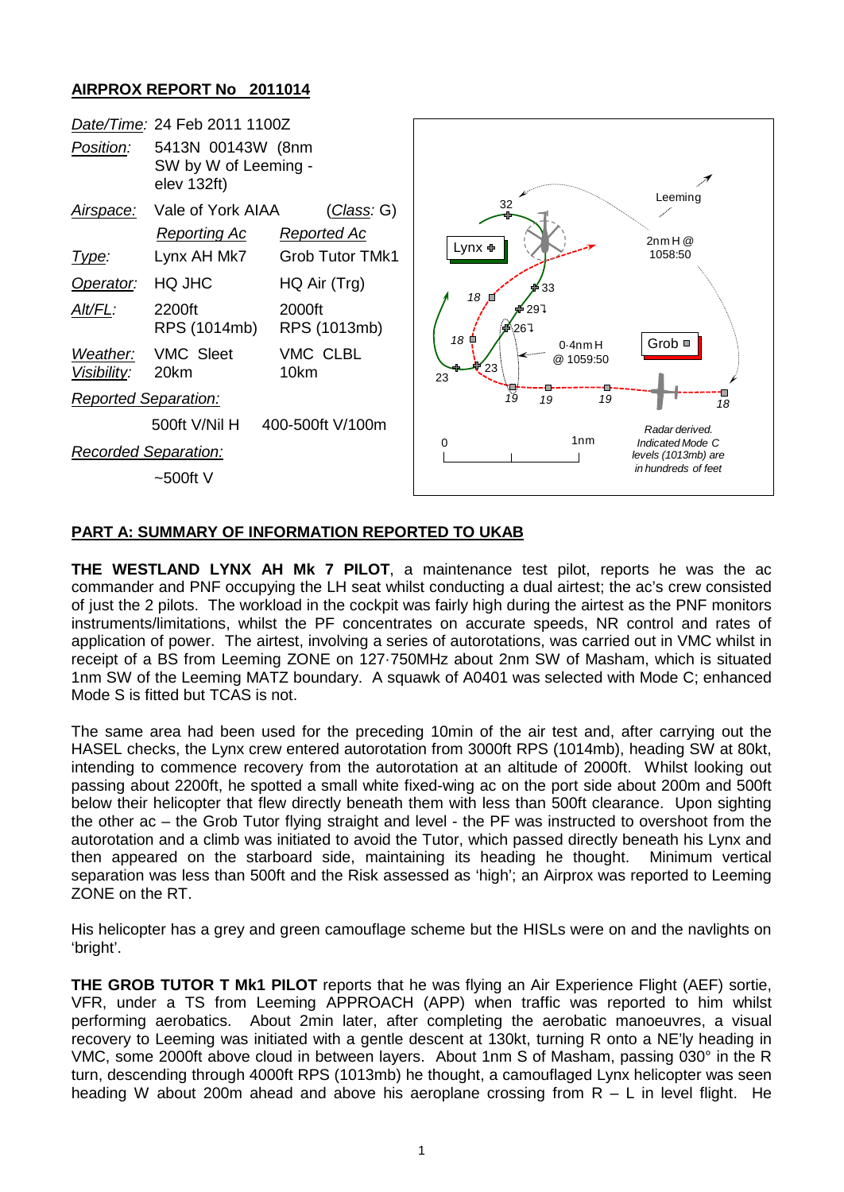## AIRPROX REPORT No 2011014

| | | |
|---|---|---|
| *Date/Time:* | 24 Feb 2011 1100Z | |
| *Position:* | 5413N 00143W (8nm SW by W of Leeming - elev 132ft) | |
| *Airspace:* | Vale of York AIAA | (*Class:* G) |
| | *Reporting Ac* | *Reported Ac* |
| *Type:* | Lynx AH Mk7 | Grob Tutor TMk1 |
| *Operator:* | HQ JHC | HQ Air (Trg) |
| *Alt/FL:* | 2200ft RPS (1014mb) | 2000ft RPS (1013mb) |
| *Weather:* | VMC Sleet | VMC CLBL |
| *Visibility:* | 20km | 10km |
| *Reported Separation:* | | |
| | 500ft V/Nil H | 400-500ft V/100m |
| *Recorded Separation:* | | |
| | ~500ft V | |

Radar derived. Indicated Mode C levels (1013mb) are in hundreds of feet

## PART A: SUMMARY OF INFORMATION REPORTED TO UKAB

**THE WESTLAND LYNX AH Mk 7 PILOT**, a maintenance test pilot, reports he was the ac commander and PNF occupying the LH seat whilst conducting a dual airtest; the ac's crew consisted of just the 2 pilots. The workload in the cockpit was fairly high during the airtest as the PNF monitors instruments/limitations, whilst the PF concentrates on accurate speeds, NR control and rates of application of power. The airtest, involving a series of autorotations, was carried out in VMC whilst in receipt of a BS from Leeming ZONE on 127·750MHz about 2nm SW of Masham, which is situated 1nm SW of the Leeming MATZ boundary. A squawk of A0401 was selected with Mode C; enhanced Mode S is fitted but TCAS is not.

The same area had been used for the preceding 10min of the air test and, after carrying out the HASEL checks, the Lynx crew entered autorotation from 3000ft RPS (1014mb), heading SW at 80kt, intending to commence recovery from the autorotation at an altitude of 2000ft. Whilst looking out passing about 2200ft, he spotted a small white fixed-wing ac on the port side about 200m and 500ft below their helicopter that flew directly beneath them with less than 500ft clearance. Upon sighting the other ac – the Grob Tutor flying straight and level - the PF was instructed to overshoot from the autorotation and a climb was initiated to avoid the Tutor, which passed directly beneath his Lynx and then appeared on the starboard side, maintaining its heading he thought. Minimum vertical separation was less than 500ft and the Risk assessed as 'high'; an Airprox was reported to Leeming ZONE on the RT.

His helicopter has a grey and green camouflage scheme but the HISLs were on and the navlights on 'bright'.

**THE GROB TUTOR T Mk1 PILOT** reports that he was flying an Air Experience Flight (AEF) sortie, VFR, under a TS from Leeming APPROACH (APP) when traffic was reported to him whilst performing aerobatics. About 2min later, after completing the aerobatic manoeuvres, a visual recovery to Leeming was initiated with a gentle descent at 130kt, turning R onto a NE'ly heading in VMC, some 2000ft above cloud in between layers. About 1nm S of Masham, passing 030° in the R turn, descending through 4000ft RPS (1013mb) he thought, a camouflaged Lynx helicopter was seen heading W about 200m ahead and above his aeroplane crossing from R – L in level flight. He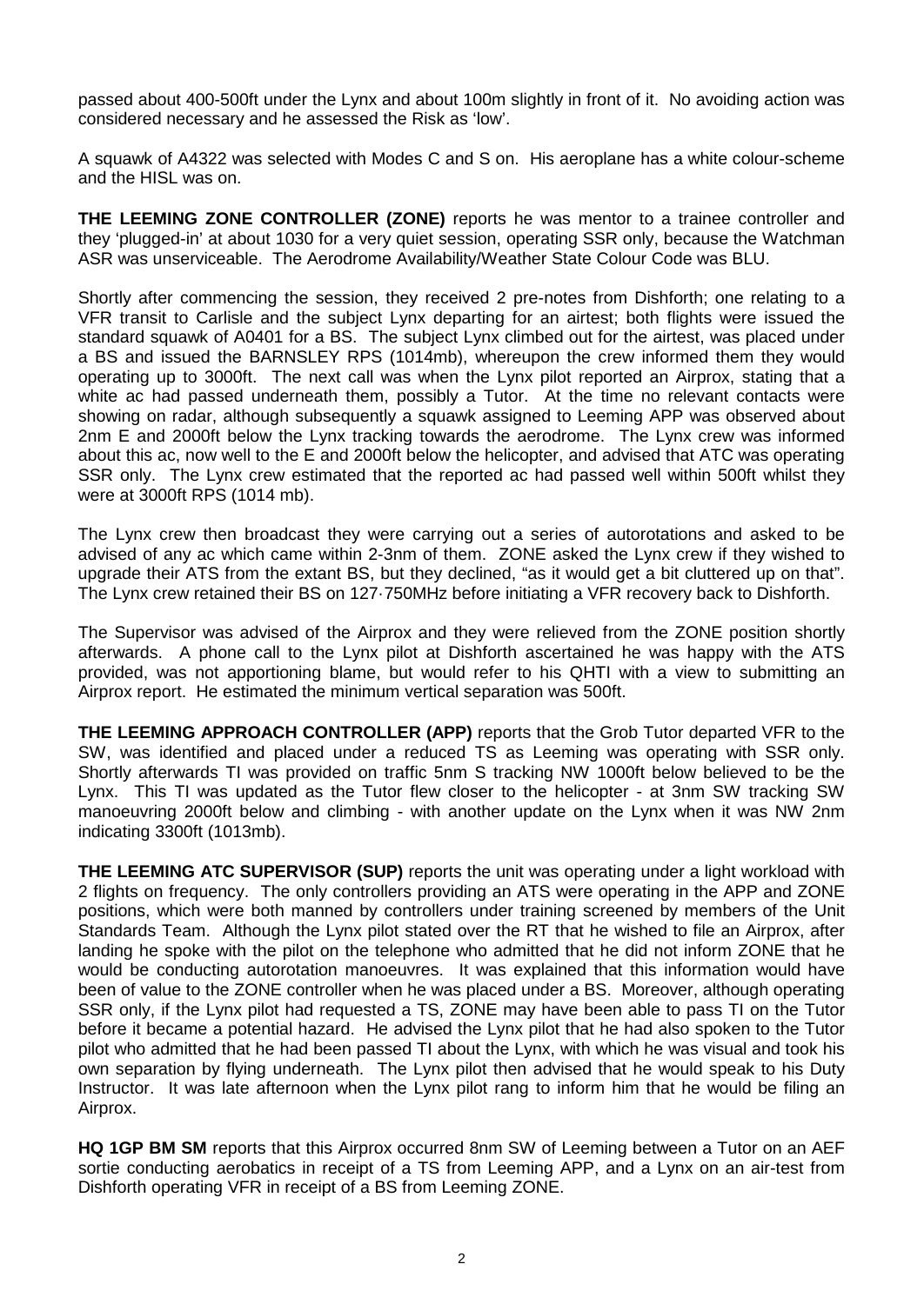passed about 400-500ft under the Lynx and about 100m slightly in front of it. No avoiding action was considered necessary and he assessed the Risk as 'low'.

A squawk of A4322 was selected with Modes C and S on. His aeroplane has a white colour-scheme and the HISL was on.

**THE LEEMING ZONE CONTROLLER (ZONE)** reports he was mentor to a trainee controller and they 'plugged-in' at about 1030 for a very quiet session, operating SSR only, because the Watchman ASR was unserviceable. The Aerodrome Availability/Weather State Colour Code was BLU.

Shortly after commencing the session, they received 2 pre-notes from Dishforth; one relating to a VFR transit to Carlisle and the subject Lynx departing for an airtest; both flights were issued the standard squawk of A0401 for a BS. The subject Lynx climbed out for the airtest, was placed under a BS and issued the BARNSLEY RPS (1014mb), whereupon the crew informed them they would operating up to 3000ft. The next call was when the Lynx pilot reported an Airprox, stating that a white ac had passed underneath them, possibly a Tutor. At the time no relevant contacts were showing on radar, although subsequently a squawk assigned to Leeming APP was observed about 2nm E and 2000ft below the Lynx tracking towards the aerodrome. The Lynx crew was informed about this ac, now well to the E and 2000ft below the helicopter, and advised that ATC was operating SSR only. The Lynx crew estimated that the reported ac had passed well within 500ft whilst they were at 3000ft RPS (1014 mb).

The Lynx crew then broadcast they were carrying out a series of autorotations and asked to be advised of any ac which came within 2-3nm of them. ZONE asked the Lynx crew if they wished to upgrade their ATS from the extant BS, but they declined, "as it would get a bit cluttered up on that". The Lynx crew retained their BS on 127·750MHz before initiating a VFR recovery back to Dishforth.

The Supervisor was advised of the Airprox and they were relieved from the ZONE position shortly afterwards. A phone call to the Lynx pilot at Dishforth ascertained he was happy with the ATS provided, was not apportioning blame, but would refer to his QHTI with a view to submitting an Airprox report. He estimated the minimum vertical separation was 500ft.

**THE LEEMING APPROACH CONTROLLER (APP)** reports that the Grob Tutor departed VFR to the SW, was identified and placed under a reduced TS as Leeming was operating with SSR only. Shortly afterwards TI was provided on traffic 5nm S tracking NW 1000ft below believed to be the Lynx. This TI was updated as the Tutor flew closer to the helicopter - at 3nm SW tracking SW manoeuvring 2000ft below and climbing - with another update on the Lynx when it was NW 2nm indicating 3300ft (1013mb).

**THE LEEMING ATC SUPERVISOR (SUP)** reports the unit was operating under a light workload with 2 flights on frequency. The only controllers providing an ATS were operating in the APP and ZONE positions, which were both manned by controllers under training screened by members of the Unit Standards Team. Although the Lynx pilot stated over the RT that he wished to file an Airprox, after landing he spoke with the pilot on the telephone who admitted that he did not inform ZONE that he would be conducting autorotation manoeuvres. It was explained that this information would have been of value to the ZONE controller when he was placed under a BS. Moreover, although operating SSR only, if the Lynx pilot had requested a TS, ZONE may have been able to pass TI on the Tutor before it became a potential hazard. He advised the Lynx pilot that he had also spoken to the Tutor pilot who admitted that he had been passed TI about the Lynx, with which he was visual and took his own separation by flying underneath. The Lynx pilot then advised that he would speak to his Duty Instructor. It was late afternoon when the Lynx pilot rang to inform him that he would be filing an Airprox.

**HQ 1GP BM SM** reports that this Airprox occurred 8nm SW of Leeming between a Tutor on an AEF sortie conducting aerobatics in receipt of a TS from Leeming APP, and a Lynx on an air-test from Dishforth operating VFR in receipt of a BS from Leeming ZONE.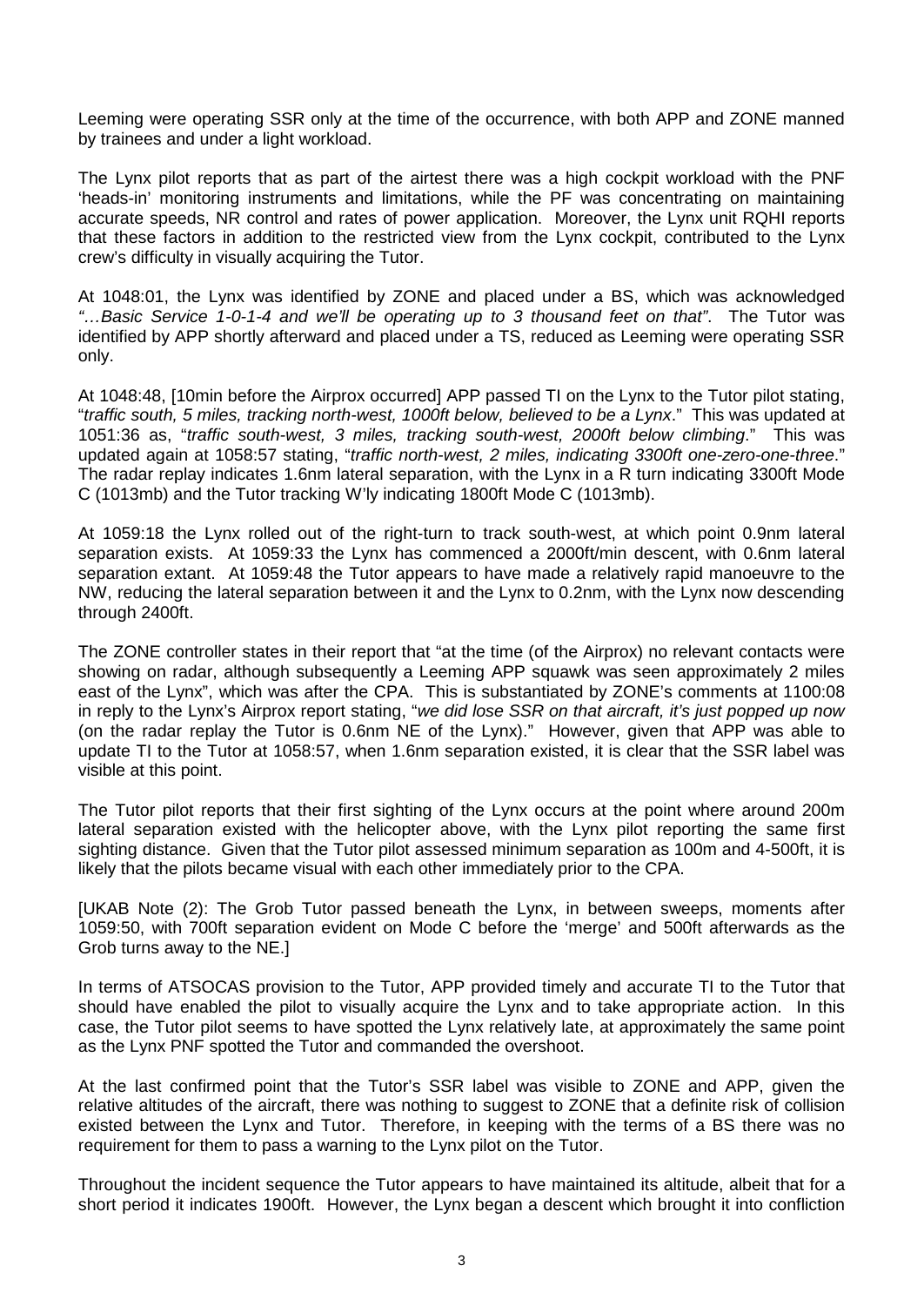Leeming were operating SSR only at the time of the occurrence, with both APP and ZONE manned by trainees and under a light workload.

The Lynx pilot reports that as part of the airtest there was a high cockpit workload with the PNF 'heads-in' monitoring instruments and limitations, while the PF was concentrating on maintaining accurate speeds, NR control and rates of power application. Moreover, the Lynx unit RQHI reports that these factors in addition to the restricted view from the Lynx cockpit, contributed to the Lynx crew's difficulty in visually acquiring the Tutor.

At 1048:01, the Lynx was identified by ZONE and placed under a BS, which was acknowledged *"…Basic Service 1-0-1-4 and we'll be operating up to 3 thousand feet on that"*. The Tutor was identified by APP shortly afterward and placed under a TS, reduced as Leeming were operating SSR only.

At 1048:48, [10min before the Airprox occurred] APP passed TI on the Lynx to the Tutor pilot stating, "*traffic south, 5 miles, tracking north-west, 1000ft below, believed to be a Lynx*." This was updated at 1051:36 as, "*traffic south-west, 3 miles, tracking south-west, 2000ft below climbing*." This was updated again at 1058:57 stating, "*traffic north-west, 2 miles, indicating 3300ft one-zero-one-three*." The radar replay indicates 1.6nm lateral separation, with the Lynx in a R turn indicating 3300ft Mode C (1013mb) and the Tutor tracking W'ly indicating 1800ft Mode C (1013mb).

At 1059:18 the Lynx rolled out of the right-turn to track south-west, at which point 0.9nm lateral separation exists. At 1059:33 the Lynx has commenced a 2000ft/min descent, with 0.6nm lateral separation extant. At 1059:48 the Tutor appears to have made a relatively rapid manoeuvre to the NW, reducing the lateral separation between it and the Lynx to 0.2nm, with the Lynx now descending through 2400ft.

The ZONE controller states in their report that "at the time (of the Airprox) no relevant contacts were showing on radar, although subsequently a Leeming APP squawk was seen approximately 2 miles east of the Lynx", which was after the CPA. This is substantiated by ZONE's comments at 1100:08 in reply to the Lynx's Airprox report stating, "*we did lose SSR on that aircraft, it's just popped up now* (on the radar replay the Tutor is 0.6nm NE of the Lynx)." However, given that APP was able to update TI to the Tutor at 1058:57, when 1.6nm separation existed, it is clear that the SSR label was visible at this point.

The Tutor pilot reports that their first sighting of the Lynx occurs at the point where around 200m lateral separation existed with the helicopter above, with the Lynx pilot reporting the same first sighting distance. Given that the Tutor pilot assessed minimum separation as 100m and 4-500ft, it is likely that the pilots became visual with each other immediately prior to the CPA.

[UKAB Note (2): The Grob Tutor passed beneath the Lynx, in between sweeps, moments after 1059:50, with 700ft separation evident on Mode C before the 'merge' and 500ft afterwards as the Grob turns away to the NE.]

In terms of ATSOCAS provision to the Tutor, APP provided timely and accurate TI to the Tutor that should have enabled the pilot to visually acquire the Lynx and to take appropriate action. In this case, the Tutor pilot seems to have spotted the Lynx relatively late, at approximately the same point as the Lynx PNF spotted the Tutor and commanded the overshoot.

At the last confirmed point that the Tutor's SSR label was visible to ZONE and APP, given the relative altitudes of the aircraft, there was nothing to suggest to ZONE that a definite risk of collision existed between the Lynx and Tutor. Therefore, in keeping with the terms of a BS there was no requirement for them to pass a warning to the Lynx pilot on the Tutor.

Throughout the incident sequence the Tutor appears to have maintained its altitude, albeit that for a short period it indicates 1900ft. However, the Lynx began a descent which brought it into confliction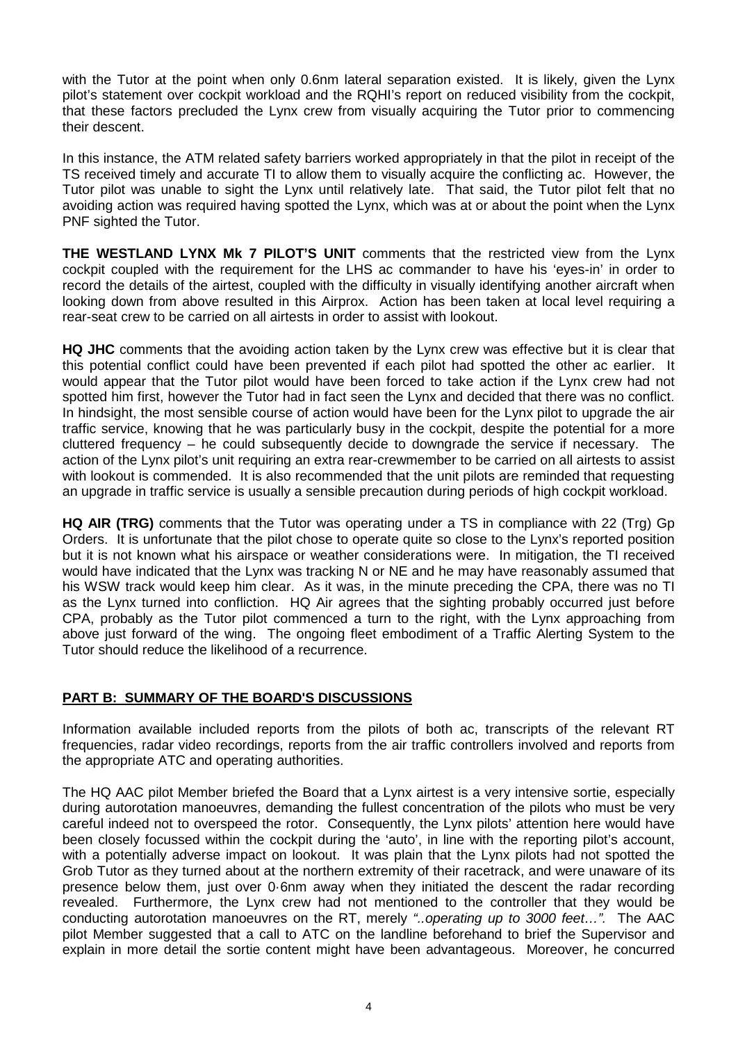with the Tutor at the point when only 0.6nm lateral separation existed. It is likely, given the Lynx pilot's statement over cockpit workload and the RQHI's report on reduced visibility from the cockpit, that these factors precluded the Lynx crew from visually acquiring the Tutor prior to commencing their descent.

In this instance, the ATM related safety barriers worked appropriately in that the pilot in receipt of the TS received timely and accurate TI to allow them to visually acquire the conflicting ac. However, the Tutor pilot was unable to sight the Lynx until relatively late. That said, the Tutor pilot felt that no avoiding action was required having spotted the Lynx, which was at or about the point when the Lynx PNF sighted the Tutor.

**THE WESTLAND LYNX Mk 7 PILOT'S UNIT** comments that the restricted view from the Lynx cockpit coupled with the requirement for the LHS ac commander to have his 'eyes-in' in order to record the details of the airtest, coupled with the difficulty in visually identifying another aircraft when looking down from above resulted in this Airprox. Action has been taken at local level requiring a rear-seat crew to be carried on all airtests in order to assist with lookout.

**HQ JHC** comments that the avoiding action taken by the Lynx crew was effective but it is clear that this potential conflict could have been prevented if each pilot had spotted the other ac earlier. It would appear that the Tutor pilot would have been forced to take action if the Lynx crew had not spotted him first, however the Tutor had in fact seen the Lynx and decided that there was no conflict. In hindsight, the most sensible course of action would have been for the Lynx pilot to upgrade the air traffic service, knowing that he was particularly busy in the cockpit, despite the potential for a more cluttered frequency – he could subsequently decide to downgrade the service if necessary. The action of the Lynx pilot's unit requiring an extra rear-crewmember to be carried on all airtests to assist with lookout is commended. It is also recommended that the unit pilots are reminded that requesting an upgrade in traffic service is usually a sensible precaution during periods of high cockpit workload.

**HQ AIR (TRG)** comments that the Tutor was operating under a TS in compliance with 22 (Trg) Gp Orders. It is unfortunate that the pilot chose to operate quite so close to the Lynx's reported position but it is not known what his airspace or weather considerations were. In mitigation, the TI received would have indicated that the Lynx was tracking N or NE and he may have reasonably assumed that his WSW track would keep him clear. As it was, in the minute preceding the CPA, there was no TI as the Lynx turned into confliction. HQ Air agrees that the sighting probably occurred just before CPA, probably as the Tutor pilot commenced a turn to the right, with the Lynx approaching from above just forward of the wing. The ongoing fleet embodiment of a Traffic Alerting System to the Tutor should reduce the likelihood of a recurrence.

## PART B: SUMMARY OF THE BOARD'S DISCUSSIONS

Information available included reports from the pilots of both ac, transcripts of the relevant RT frequencies, radar video recordings, reports from the air traffic controllers involved and reports from the appropriate ATC and operating authorities.

The HQ AAC pilot Member briefed the Board that a Lynx airtest is a very intensive sortie, especially during autorotation manoeuvres, demanding the fullest concentration of the pilots who must be very careful indeed not to overspeed the rotor. Consequently, the Lynx pilots' attention here would have been closely focussed within the cockpit during the 'auto', in line with the reporting pilot's account, with a potentially adverse impact on lookout. It was plain that the Lynx pilots had not spotted the Grob Tutor as they turned about at the northern extremity of their racetrack, and were unaware of its presence below them, just over 0·6nm away when they initiated the descent the radar recording revealed. Furthermore, the Lynx crew had not mentioned to the controller that they would be conducting autorotation manoeuvres on the RT, merely *"..operating up to 3000 feet…"*. The AAC pilot Member suggested that a call to ATC on the landline beforehand to brief the Supervisor and explain in more detail the sortie content might have been advantageous. Moreover, he concurred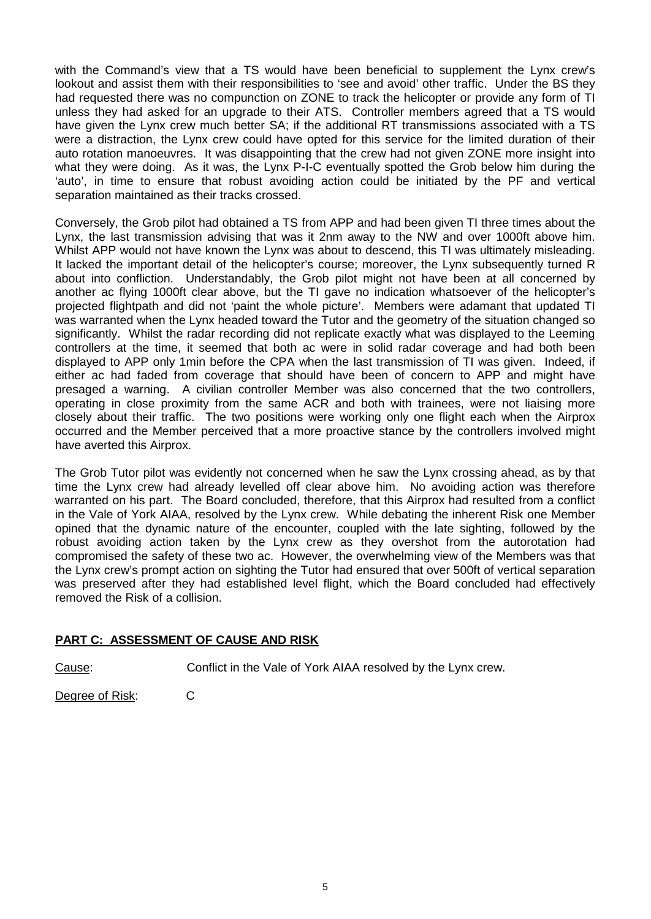with the Command's view that a TS would have been beneficial to supplement the Lynx crew's lookout and assist them with their responsibilities to 'see and avoid' other traffic. Under the BS they had requested there was no compunction on ZONE to track the helicopter or provide any form of TI unless they had asked for an upgrade to their ATS. Controller members agreed that a TS would have given the Lynx crew much better SA; if the additional RT transmissions associated with a TS were a distraction, the Lynx crew could have opted for this service for the limited duration of their auto rotation manoeuvres. It was disappointing that the crew had not given ZONE more insight into what they were doing. As it was, the Lynx P-I-C eventually spotted the Grob below him during the 'auto', in time to ensure that robust avoiding action could be initiated by the PF and vertical separation maintained as their tracks crossed.

Conversely, the Grob pilot had obtained a TS from APP and had been given TI three times about the Lynx, the last transmission advising that was it 2nm away to the NW and over 1000ft above him. Whilst APP would not have known the Lynx was about to descend, this TI was ultimately misleading. It lacked the important detail of the helicopter's course; moreover, the Lynx subsequently turned R about into confliction. Understandably, the Grob pilot might not have been at all concerned by another ac flying 1000ft clear above, but the TI gave no indication whatsoever of the helicopter's projected flightpath and did not 'paint the whole picture'. Members were adamant that updated TI was warranted when the Lynx headed toward the Tutor and the geometry of the situation changed so significantly. Whilst the radar recording did not replicate exactly what was displayed to the Leeming controllers at the time, it seemed that both ac were in solid radar coverage and had both been displayed to APP only 1min before the CPA when the last transmission of TI was given. Indeed, if either ac had faded from coverage that should have been of concern to APP and might have presaged a warning. A civilian controller Member was also concerned that the two controllers, operating in close proximity from the same ACR and both with trainees, were not liaising more closely about their traffic. The two positions were working only one flight each when the Airprox occurred and the Member perceived that a more proactive stance by the controllers involved might have averted this Airprox.

The Grob Tutor pilot was evidently not concerned when he saw the Lynx crossing ahead, as by that time the Lynx crew had already levelled off clear above him. No avoiding action was therefore warranted on his part. The Board concluded, therefore, that this Airprox had resulted from a conflict in the Vale of York AIAA, resolved by the Lynx crew. While debating the inherent Risk one Member opined that the dynamic nature of the encounter, coupled with the late sighting, followed by the robust avoiding action taken by the Lynx crew as they overshot from the autorotation had compromised the safety of these two ac. However, the overwhelming view of the Members was that the Lynx crew's prompt action on sighting the Tutor had ensured that over 500ft of vertical separation was preserved after they had established level flight, which the Board concluded had effectively removed the Risk of a collision.

## PART C: ASSESSMENT OF CAUSE AND RISK

Cause: Conflict in the Vale of York AIAA resolved by the Lynx crew.

Degree of Risk: C